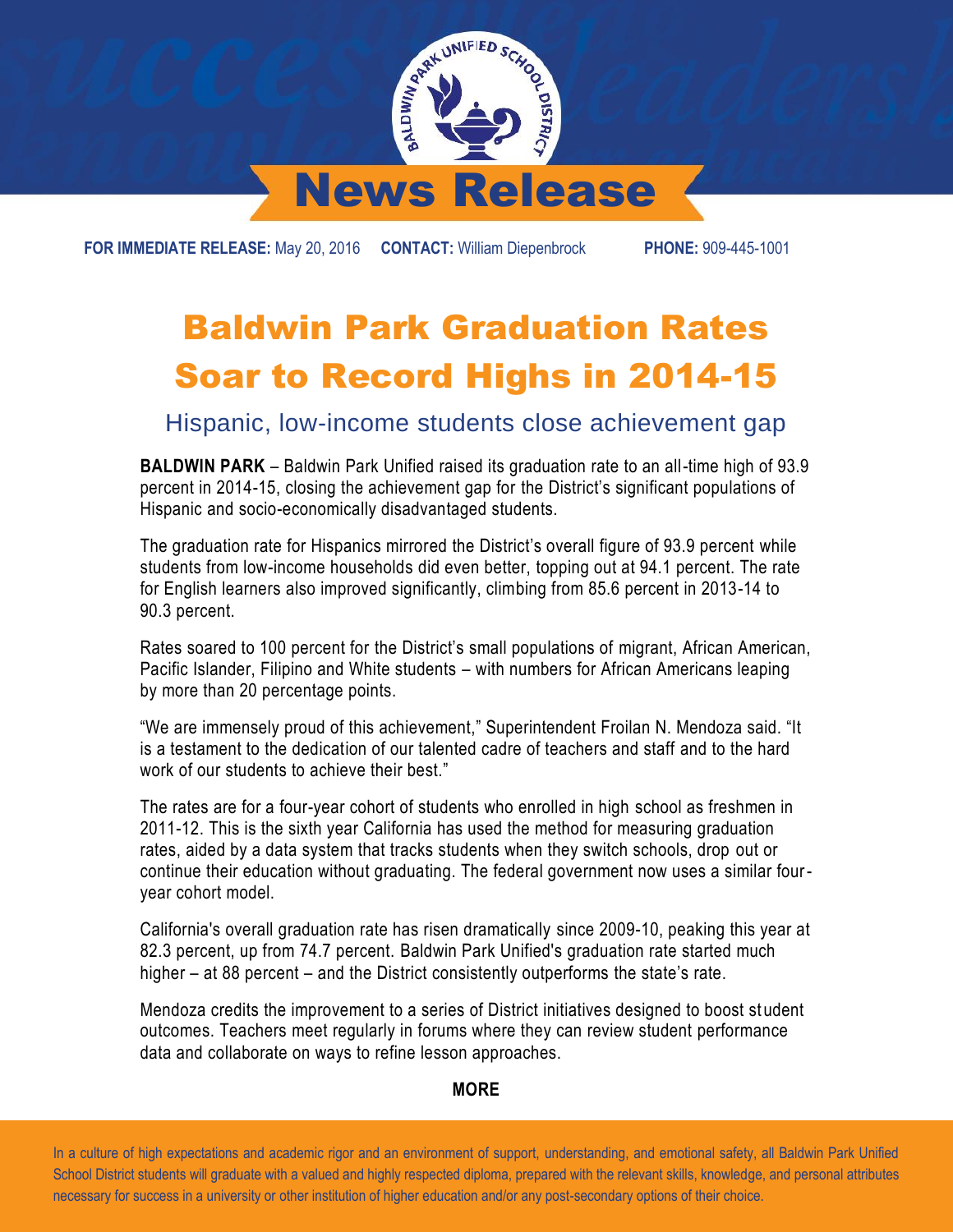# News Release

**FOR IMMEDIATE RELEASE:** May 20, 2016 **CONTACT:** William Diepenbrock **PHONE:** 909-445-1001

# Baldwin Park Graduation Rates Soar to Record Highs in 2014-15

## Hispanic, low-income students close achievement gap

**BALDWIN PARK** – Baldwin Park Unified raised its graduation rate to an all-time high of 93.9 percent in 2014-15, closing the achievement gap for the District's significant populations of Hispanic and socio-economically disadvantaged students.

The graduation rate for Hispanics mirrored the District's overall figure of 93.9 percent while students from low-income households did even better, topping out at 94.1 percent. The rate for English learners also improved significantly, climbing from 85.6 percent in 2013-14 to 90.3 percent.

Rates soared to 100 percent for the District's small populations of migrant, African American, Pacific Islander, Filipino and White students – with numbers for African Americans leaping by more than 20 percentage points.

"We are immensely proud of this achievement," Superintendent Froilan N. Mendoza said. "It is a testament to the dedication of our talented cadre of teachers and staff and to the hard work of our students to achieve their best."

The rates are for a four-year cohort of students who enrolled in high school as freshmen in 2011-12. This is the sixth year California has used the method for measuring graduation rates, aided by a data system that tracks students when they switch schools, drop out or continue their education without graduating. The federal government now uses a similar four-year cohort model.

California's overall graduation rate has risen dramatically since 2009-10, peaking this year at 82.3 percent, up from 74.7 percent. Baldwin Park Unified's graduation rate started much higher – at 88 percent – and the District consistently outperforms the state's rate.

Mendoza credits the improvement to a series of District initiatives designed to boost student outcomes. Teachers meet regularly in forums where they can review student performance data and collaborate on ways to refine lesson approaches.

**MORE**

In a culture of high expectations and academic rigor and an environment of support, understanding, and emotional safety, all Baldwin Park Unified School District students will graduate with a valued and highly respected diploma, prepared with the relevant skills, knowledge, and personal attributes necessary for success in a university or other institution of higher education and/or any post-secondary options of their choice.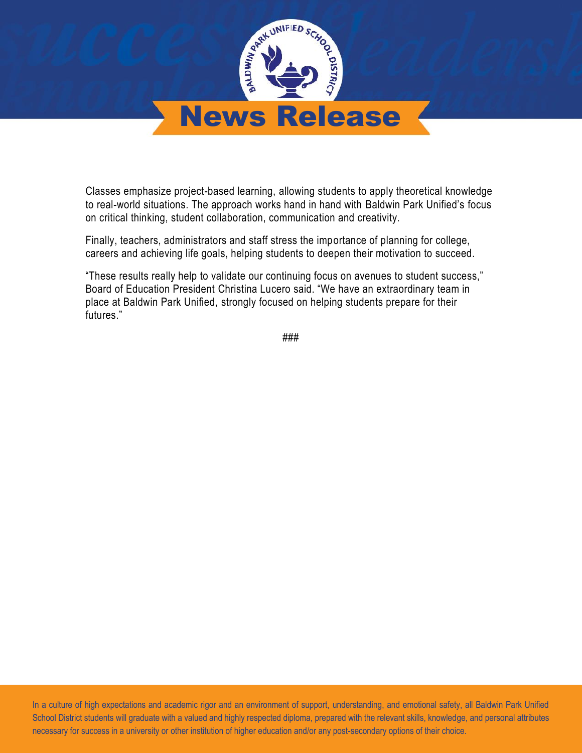Classes emphasize project-based learning, allowing students to apply theoretical knowledge to real-world situations. The approach works hand in hand with Baldwin Park Unified's focus on critical thinking, student collaboration, communication and creativity.

Finally, teachers, administrators and staff stress the importance of planning for college, careers and achieving life goals, helping students to deepen their motivation to succeed.

"These results really help to validate our continuing focus on avenues to student success," Board of Education President Christina Lucero said. "We have an extraordinary team in place at Baldwin Park Unified, strongly focused on helping students prepare for their futures."

###